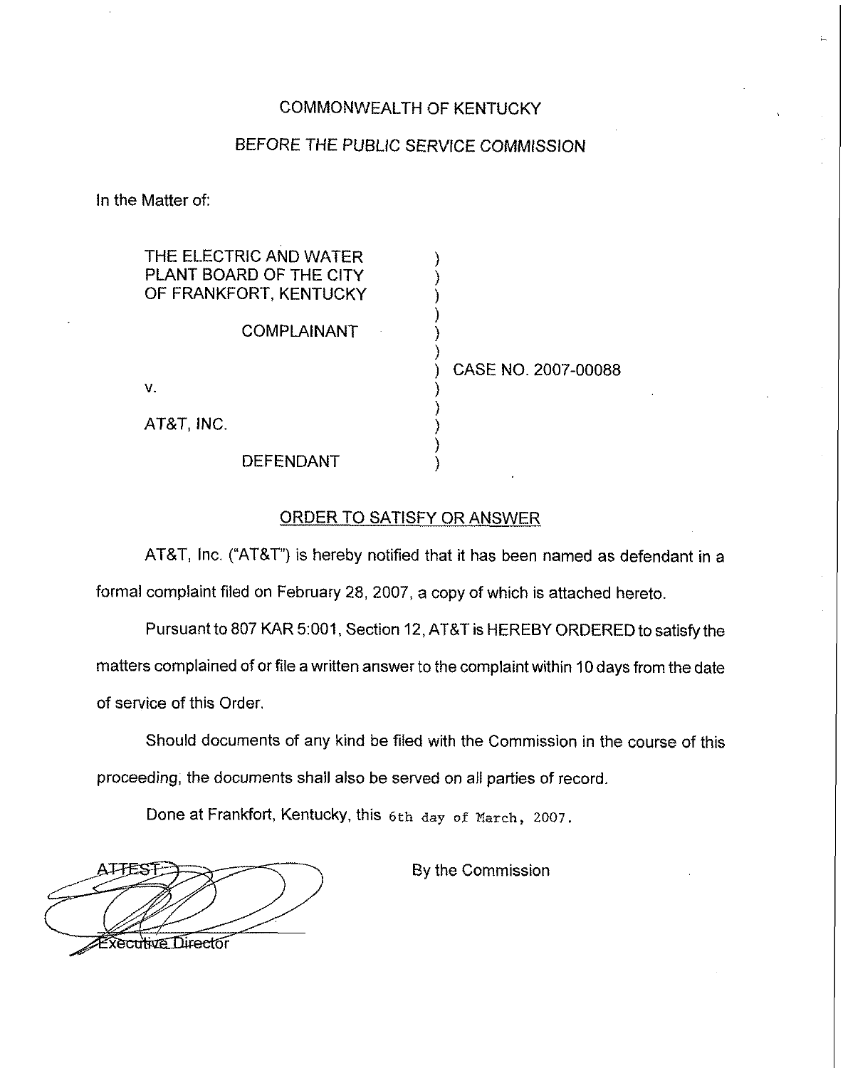COMMONWEALTH OF KENTUCKY

BEFORE THE PUBLIC SERVICE COMMISSION

In the Matter of:

THE ELECTRIC AND WATER PLANT BOARD OF THE CITY OF FRANKFORT, KENTUCKY

COMPLAINANT

v.

AT&T, INC.

DEFENDANT

CASE NO. 2007-00088

## ORDER TO SATISFY OR ANSWER

AT&T, Inc. ("AT&T") is hereby notified that it has been named as defendant in a formal complaint filed on February 28, 2007, a copy of which is attached hereto.

Pursuant to 807 KAR 5:001, Section 12, AT&T is HEREBY ORDERED to satisfy the matters complained of or file a written answer to the complaint within 10 days from the date of service of this Order.

Should documents of any kind be filed with the Commission in the course of this proceeding, the documents shall also be served on all parties of record.

Done at Frankfort, Kentucky, this 6th day of March, 2007.

By the Commission

ATTEST:

Executive Director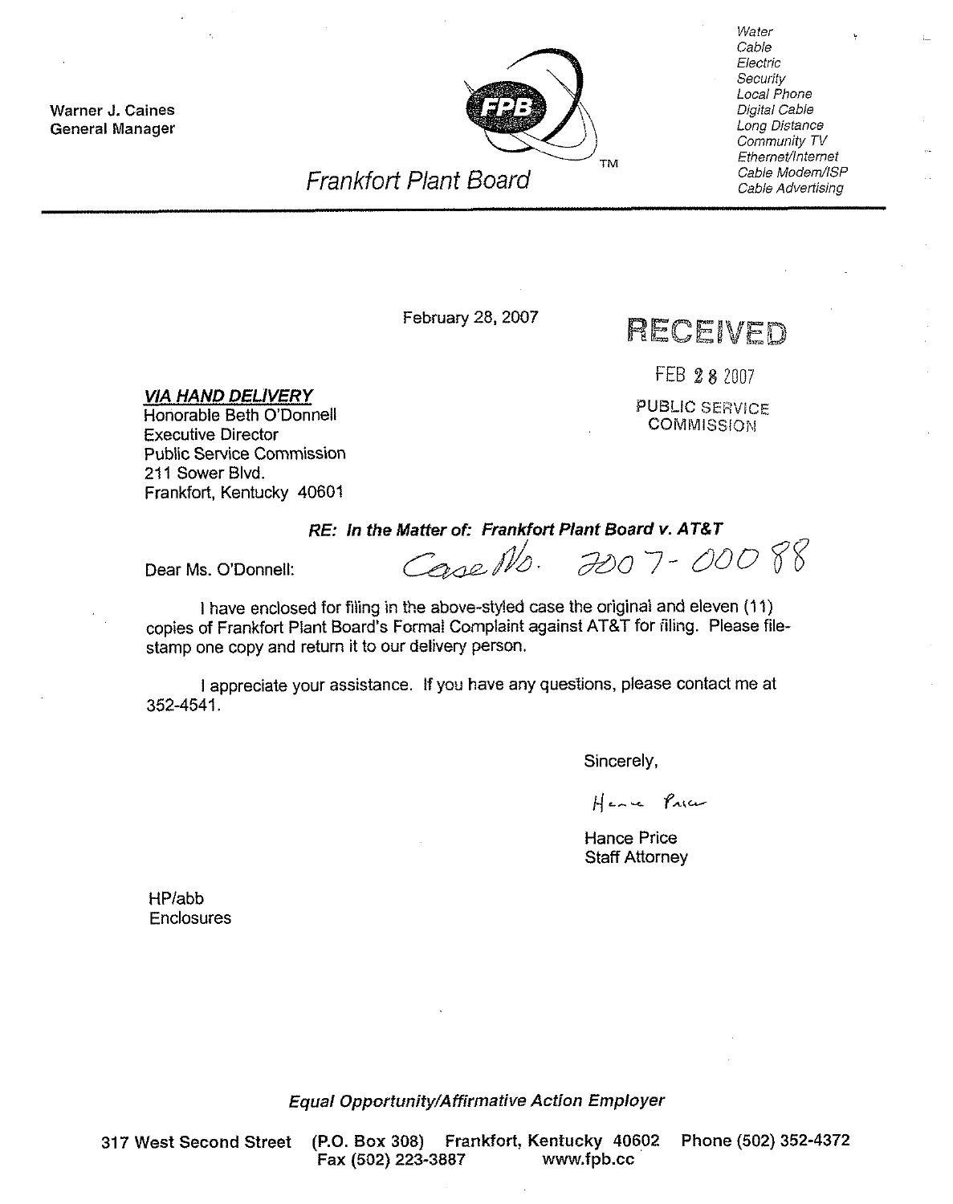Warner J. Caines
General Manager

Frankfort Plant Board

Water
Cable
Electric
Security
Local Phone
Digital Cable
Long Distance
Community TV
Ethernet/Internet
Cable Modem/ISP
Cable Advertising

---

February 28, 2007

RECEIVED

FEB 28 2007

PUBLIC SERVICE COMMISSION

***VIA HAND DELIVERY***
Honorable Beth O'Donnell
Executive Director
Public Service Commission
211 Sower Blvd.
Frankfort, Kentucky 40601

***RE: In the Matter of: Frankfort Plant Board v. AT&T***

Case No. 2007-00088

Dear Ms. O'Donnell:

I have enclosed for filing in the above-styled case the original and eleven (11) copies of Frankfort Plant Board's Formal Complaint against AT&T for filing. Please file-stamp one copy and return it to our delivery person.

I appreciate your assistance. If you have any questions, please contact me at 352-4541.

Sincerely,

Hance Price

Hance Price
Staff Attorney

HP/abb
Enclosures

*Equal Opportunity/Affirmative Action Employer*

317 West Second Street (P.O. Box 308) Frankfort, Kentucky 40602 Phone (502) 352-4372
Fax (502) 223-3887 www.fpb.cc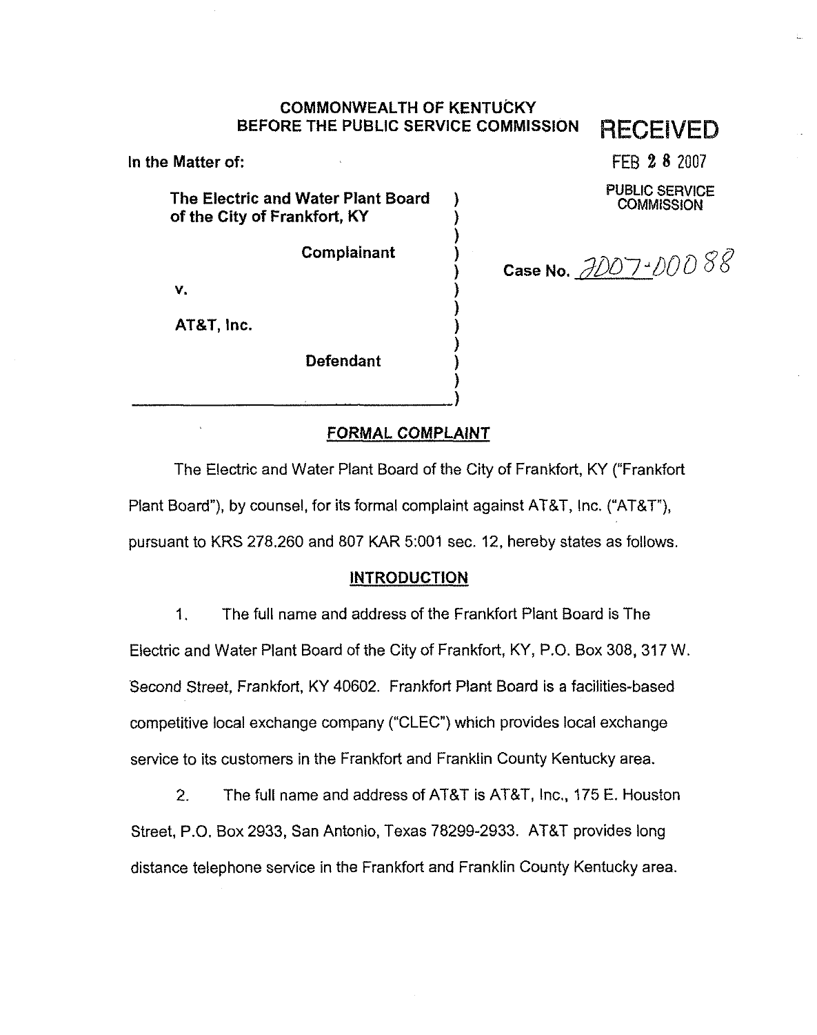**COMMONWEALTH OF KENTUCKY**
**BEFORE THE PUBLIC SERVICE COMMISSION**

**RECEIVED**

FEB 28 2007

PUBLIC SERVICE COMMISSION

**In the Matter of:**

**The Electric and Water Plant Board of the City of Frankfort, KY**

**Complainant**

**v.**

**AT&T, Inc.**

**Defendant**

**Case No.** 2007-00088

## FORMAL COMPLAINT

The Electric and Water Plant Board of the City of Frankfort, KY ("Frankfort Plant Board"), by counsel, for its formal complaint against AT&T, Inc. ("AT&T"), pursuant to KRS 278.260 and 807 KAR 5:001 sec. 12, hereby states as follows.

## INTRODUCTION

1. The full name and address of the Frankfort Plant Board is The Electric and Water Plant Board of the City of Frankfort, KY, P.O. Box 308, 317 W. Second Street, Frankfort, KY 40602. Frankfort Plant Board is a facilities-based competitive local exchange company ("CLEC") which provides local exchange service to its customers in the Frankfort and Franklin County Kentucky area.

2. The full name and address of AT&T is AT&T, Inc., 175 E. Houston Street, P.O. Box 2933, San Antonio, Texas 78299-2933. AT&T provides long distance telephone service in the Frankfort and Franklin County Kentucky area.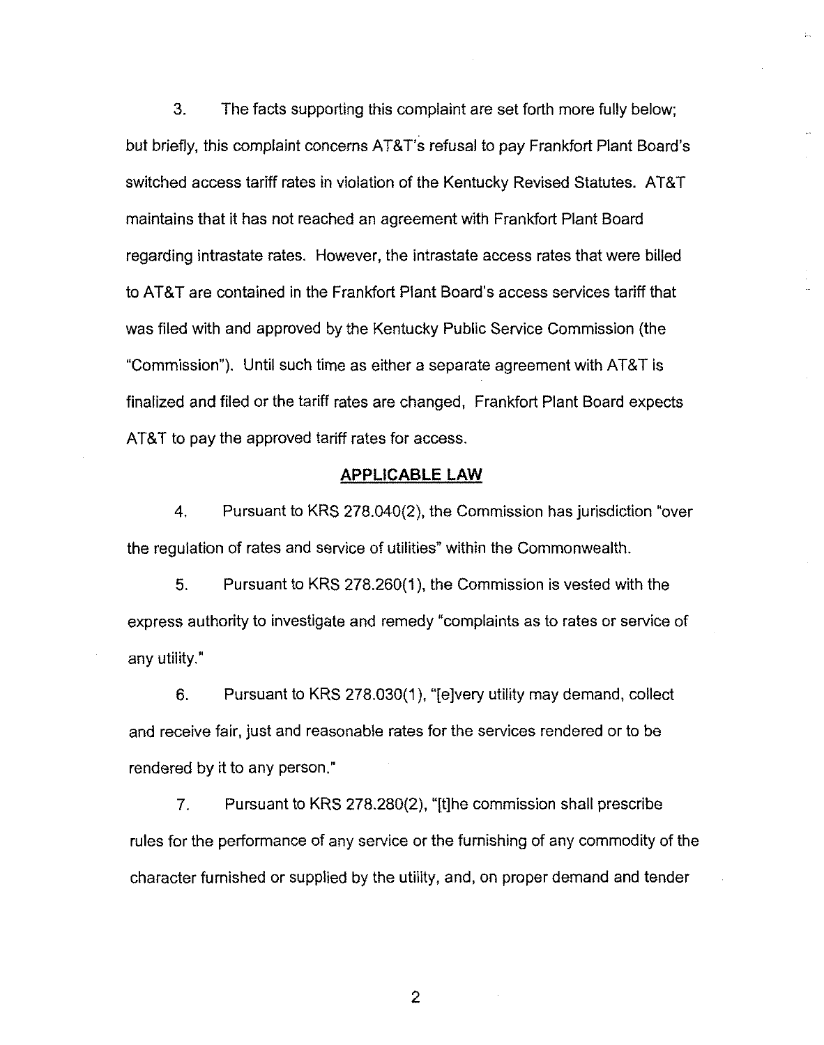3. The facts supporting this complaint are set forth more fully below; but briefly, this complaint concerns AT&T's refusal to pay Frankfort Plant Board's switched access tariff rates in violation of the Kentucky Revised Statutes. AT&T maintains that it has not reached an agreement with Frankfort Plant Board regarding intrastate rates. However, the intrastate access rates that were billed to AT&T are contained in the Frankfort Plant Board's access services tariff that was filed with and approved by the Kentucky Public Service Commission (the "Commission"). Until such time as either a separate agreement with AT&T is finalized and filed or the tariff rates are changed, Frankfort Plant Board expects AT&T to pay the approved tariff rates for access.

## APPLICABLE LAW

4. Pursuant to KRS 278.040(2), the Commission has jurisdiction "over the regulation of rates and service of utilities" within the Commonwealth.

5. Pursuant to KRS 278.260(1), the Commission is vested with the express authority to investigate and remedy "complaints as to rates or service of any utility."

6. Pursuant to KRS 278.030(1), "[e]very utility may demand, collect and receive fair, just and reasonable rates for the services rendered or to be rendered by it to any person."

7. Pursuant to KRS 278.280(2), "[t]he commission shall prescribe rules for the performance of any service or the furnishing of any commodity of the character furnished or supplied by the utility, and, on proper demand and tender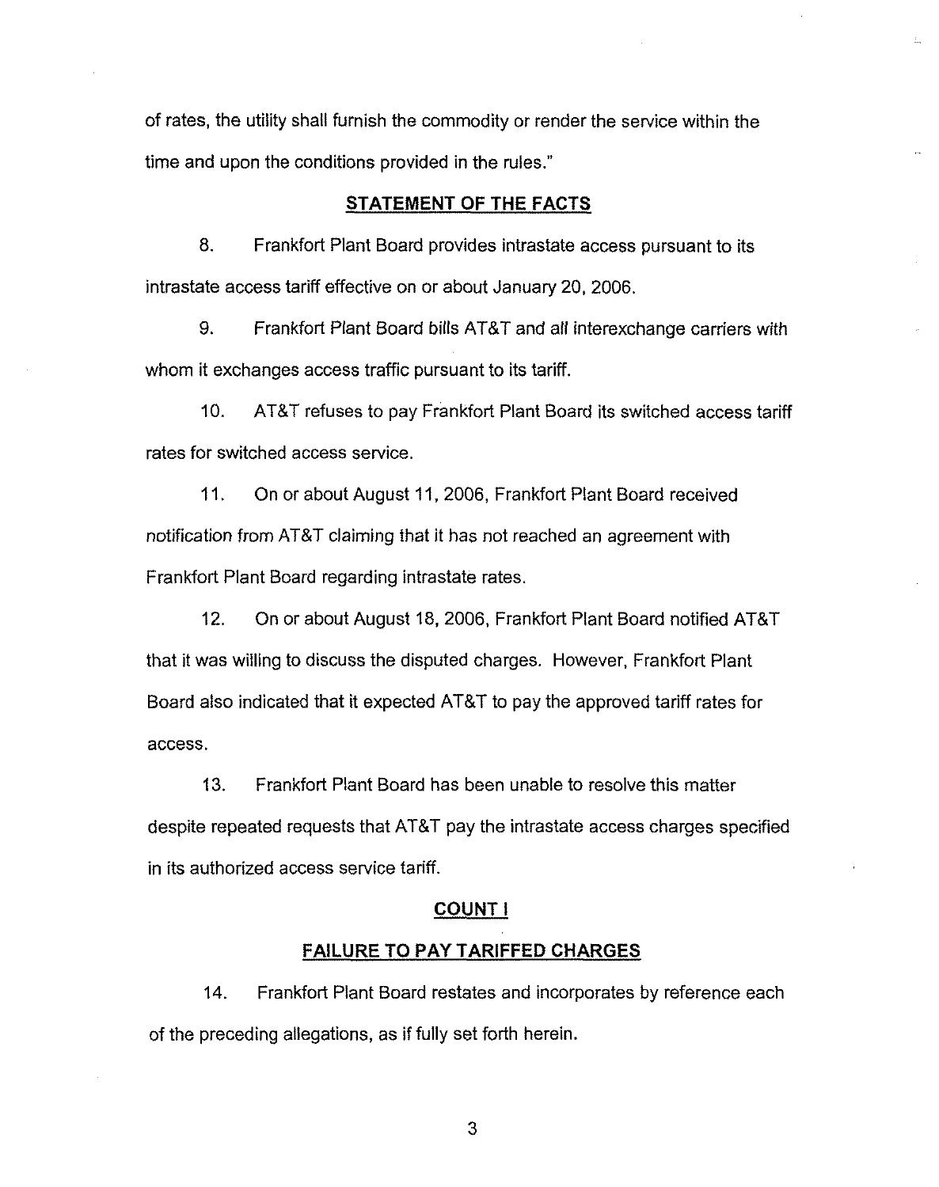of rates, the utility shall furnish the commodity or render the service within the time and upon the conditions provided in the rules."

## STATEMENT OF THE FACTS

8. Frankfort Plant Board provides intrastate access pursuant to its intrastate access tariff effective on or about January 20, 2006.

9. Frankfort Plant Board bills AT&T and *all* interexchange carriers with whom it exchanges access traffic pursuant to its tariff.

10. AT&T refuses to pay Frankfort Plant Board its switched access tariff rates for switched access service.

11. On or about August 11, 2006, Frankfort Plant Board received notification from AT&T claiming that it has not reached an agreement with Frankfort Plant Board regarding intrastate rates.

12. On or about August 18, 2006, Frankfort Plant Board notified AT&T that it was willing to discuss the disputed charges. However, Frankfort Plant Board also indicated that it expected AT&T to pay the approved tariff rates for access.

13. Frankfort Plant Board has been unable to resolve this matter despite repeated requests that AT&T pay the intrastate access charges specified in its authorized access service tariff.

## COUNT I

## FAILURE TO PAY TARIFFED CHARGES

14. Frankfort Plant Board restates and incorporates by reference each of the preceding allegations, as if fully set forth herein.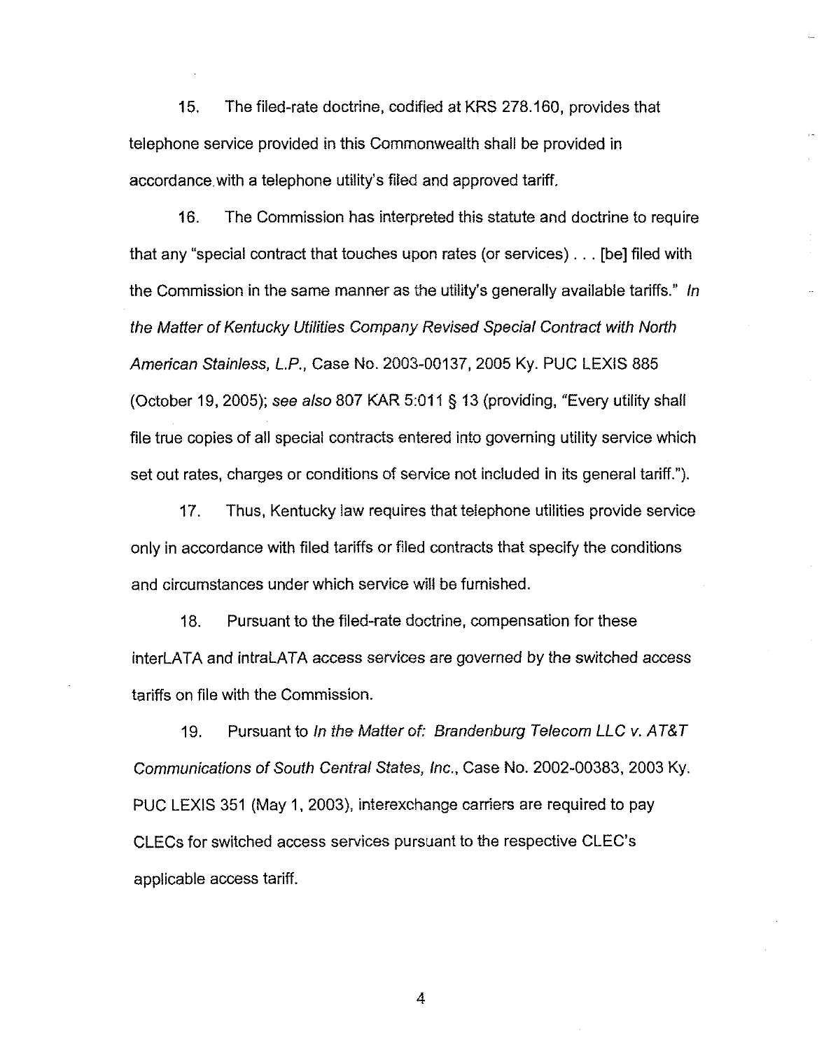15. The filed-rate doctrine, codified at KRS 278.160, provides that telephone service provided in this Commonwealth shall be provided in accordance with a telephone utility's filed and approved tariff.

16. The Commission has interpreted this statute and doctrine to require that any "special contract that touches upon rates (or services) . . . [be] filed with the Commission in the same manner as the utility's generally available tariffs." *In the Matter of Kentucky Utilities Company Revised Special Contract with North American Stainless, L.P.*, Case No. 2003-00137, 2005 Ky. PUC LEXIS 885 (October 19, 2005); *see also* 807 KAR 5:011 § 13 (providing, "Every utility shall file true copies of all special contracts entered into governing utility service which set out rates, charges or conditions of service not included in its general tariff.").

17. Thus, Kentucky law requires that telephone utilities provide service only in accordance with filed tariffs or filed contracts that specify the conditions and circumstances under which service will be furnished.

18. Pursuant to the filed-rate doctrine, compensation for these interLATA and intraLATA access services are governed by the switched access tariffs on file with the Commission.

19. Pursuant to *In the Matter of: Brandenburg Telecom LLC v. AT&T Communications of South Central States, Inc.*, Case No. 2002-00383, 2003 Ky. PUC LEXIS 351 (May 1, 2003), interexchange carriers are required to pay CLECs for switched access services pursuant to the respective CLEC's applicable access tariff.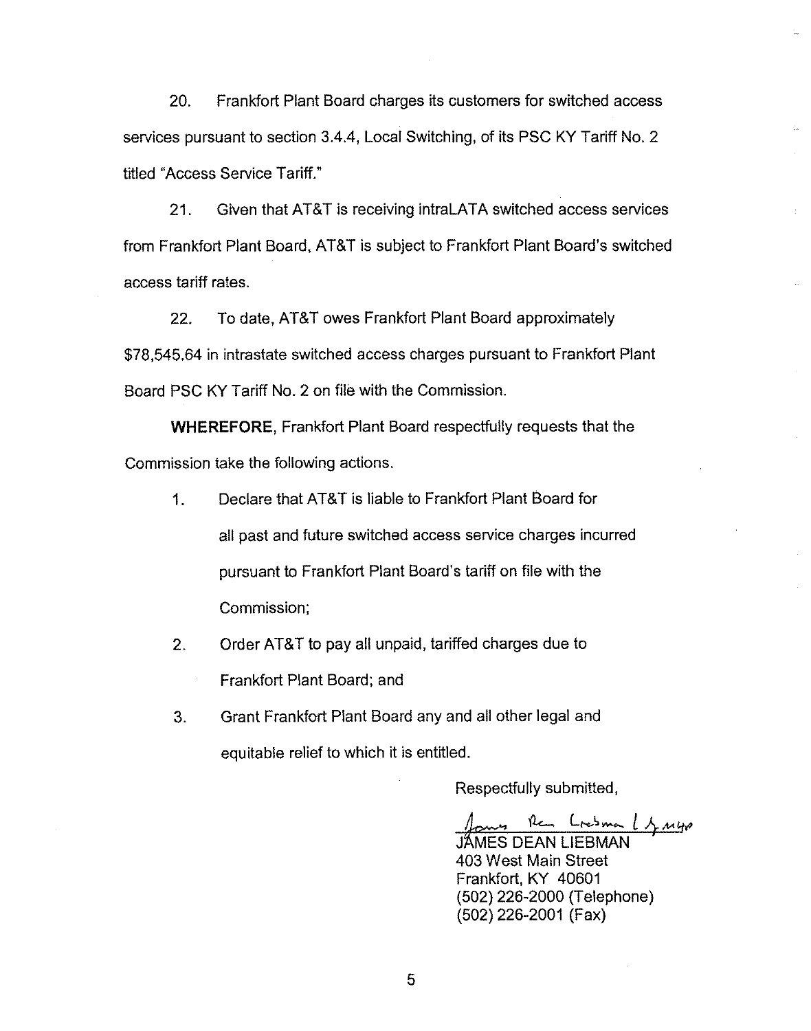20. Frankfort Plant Board charges its customers for switched access services pursuant to section 3.4.4, Local Switching, of its PSC KY Tariff No. 2 titled "Access Service Tariff."

21. Given that AT&T is receiving intraLATA switched access services from Frankfort Plant Board, AT&T is subject to Frankfort Plant Board's switched access tariff rates.

22. To date, AT&T owes Frankfort Plant Board approximately $78,545.64 in intrastate switched access charges pursuant to Frankfort Plant Board PSC KY Tariff No. 2 on file with the Commission.

**WHEREFORE**, Frankfort Plant Board respectfully requests that the Commission take the following actions.

1. Declare that AT&T is liable to Frankfort Plant Board for all past and future switched access service charges incurred pursuant to Frankfort Plant Board's tariff on file with the Commission;

2. Order AT&T to pay all unpaid, tariffed charges due to Frankfort Plant Board; and

3. Grant Frankfort Plant Board any and all other legal and equitable relief to which it is entitled.

Respectfully submitted,

JAMES DEAN LIEBMAN
403 West Main Street
Frankfort, KY 40601
(502) 226-2000 (Telephone)
(502) 226-2001 (Fax)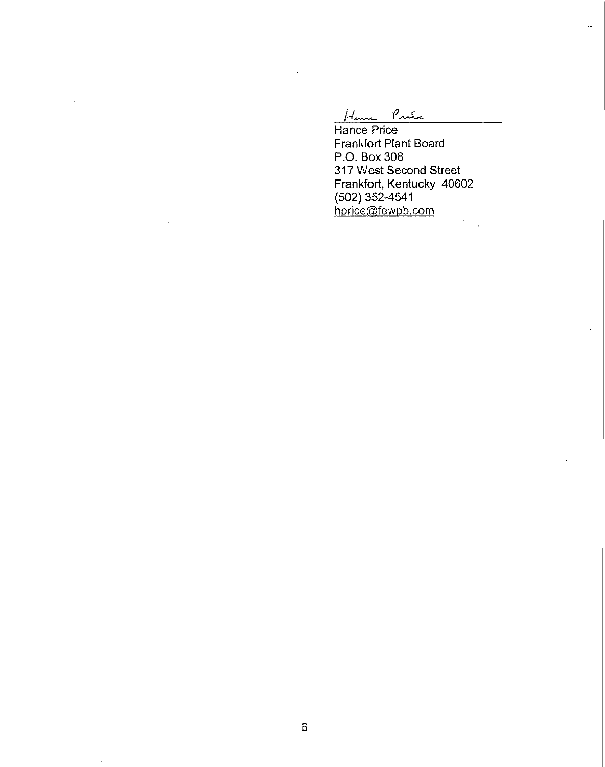Hance Price

Hance Price
Frankfort Plant Board
P.O. Box 308
317 West Second Street
Frankfort, Kentucky 40602
(502) 352-4541
hprice@fewpb.com